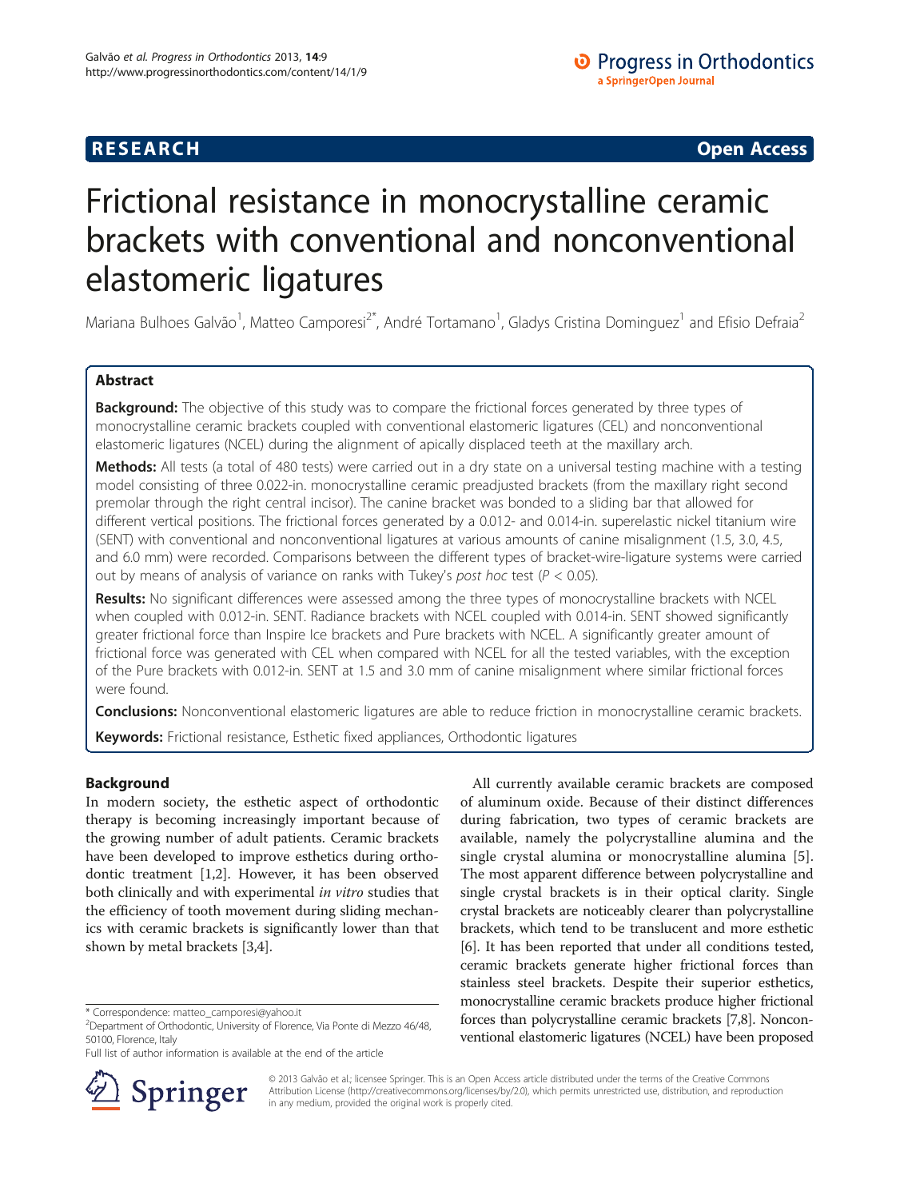**RESEARCH** **Open Access**

# Frictional resistance in monocrystalline ceramic brackets with conventional and nonconventional elastomeric ligatures

Mariana Bulhoes Galvão[1], Matteo Camporesi[2*], André Tortamano[1], Gladys Cristina Dominguez[1] and Efisio Defraia[2]

## Abstract

**Background:** The objective of this study was to compare the frictional forces generated by three types of monocrystalline ceramic brackets coupled with conventional elastomeric ligatures (CEL) and nonconventional elastomeric ligatures (NCEL) during the alignment of apically displaced teeth at the maxillary arch.

**Methods:** All tests (a total of 480 tests) were carried out in a dry state on a universal testing machine with a testing model consisting of three 0.022-in. monocrystalline ceramic preadjusted brackets (from the maxillary right second premolar through the right central incisor). The canine bracket was bonded to a sliding bar that allowed for different vertical positions. The frictional forces generated by a 0.012- and 0.014-in. superelastic nickel titanium wire (SENT) with conventional and nonconventional ligatures at various amounts of canine misalignment (1.5, 3.0, 4.5, and 6.0 mm) were recorded. Comparisons between the different types of bracket-wire-ligature systems were carried out by means of analysis of variance on ranks with Tukey's *post hoc* test ($P < 0.05$).

**Results:** No significant differences were assessed among the three types of monocrystalline brackets with NCEL when coupled with 0.012-in. SENT. Radiance brackets with NCEL coupled with 0.014-in. SENT showed significantly greater frictional force than Inspire Ice brackets and Pure brackets with NCEL. A significantly greater amount of frictional force was generated with CEL when compared with NCEL for all the tested variables, with the exception of the Pure brackets with 0.012-in. SENT at 1.5 and 3.0 mm of canine misalignment where similar frictional forces were found.

**Conclusions:** Nonconventional elastomeric ligatures are able to reduce friction in monocrystalline ceramic brackets.

**Keywords:** Frictional resistance, Esthetic fixed appliances, Orthodontic ligatures

## Background

In modern society, the esthetic aspect of orthodontic therapy is becoming increasingly important because of the growing number of adult patients. Ceramic brackets have been developed to improve esthetics during orthodontic treatment [1,2]. However, it has been observed both clinically and with experimental *in vitro* studies that the efficiency of tooth movement during sliding mechanics with ceramic brackets is significantly lower than that shown by metal brackets [3,4].

All currently available ceramic brackets are composed of aluminum oxide. Because of their distinct differences during fabrication, two types of ceramic brackets are available, namely the polycrystalline alumina and the single crystal alumina or monocrystalline alumina [5]. The most apparent difference between polycrystalline and single crystal brackets is in their optical clarity. Single crystal brackets are noticeably clearer than polycrystalline brackets, which tend to be translucent and more esthetic [6]. It has been reported that under all conditions tested, ceramic brackets generate higher frictional forces than stainless steel brackets. Despite their superior esthetics, monocrystalline ceramic brackets produce higher frictional forces than polycrystalline ceramic brackets [7,8]. Nonconventional elastomeric ligatures (NCEL) have been proposed

* Correspondence: matteo_camporesi@yahoo.it
[2]Department of Orthodontic, University of Florence, Via Ponte di Mezzo 46/48, 50100, Florence, Italy
Full list of author information is available at the end of the article

© 2013 Galvão et al.; licensee Springer. This is an Open Access article distributed under the terms of the Creative Commons Attribution License (http://creativecommons.org/licenses/by/2.0), which permits unrestricted use, distribution, and reproduction in any medium, provided the original work is properly cited.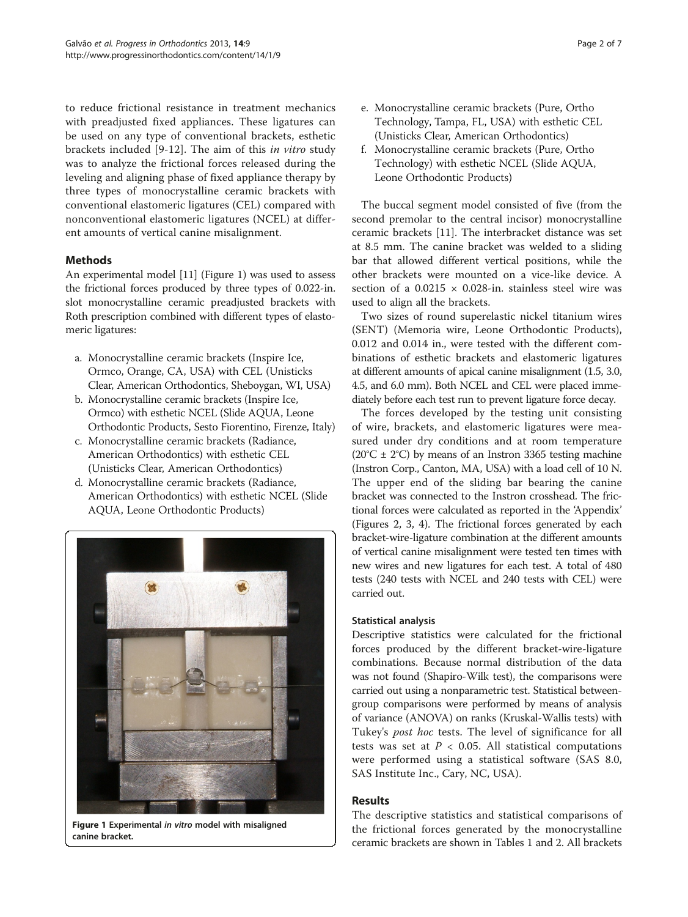to reduce frictional resistance in treatment mechanics with preadjusted fixed appliances. These ligatures can be used on any type of conventional brackets, esthetic brackets included [9-12]. The aim of this *in vitro* study was to analyze the frictional forces released during the leveling and aligning phase of fixed appliance therapy by three types of monocrystalline ceramic brackets with conventional elastomeric ligatures (CEL) compared with nonconventional elastomeric ligatures (NCEL) at different amounts of vertical canine misalignment.

## Methods

An experimental model [11] (Figure 1) was used to assess the frictional forces produced by three types of 0.022-in. slot monocrystalline ceramic preadjusted brackets with Roth prescription combined with different types of elastomeric ligatures:

a. Monocrystalline ceramic brackets (Inspire Ice, Ormco, Orange, CA, USA) with CEL (Unisticks Clear, American Orthodontics, Sheboygan, WI, USA)
b. Monocrystalline ceramic brackets (Inspire Ice, Ormco) with esthetic NCEL (Slide AQUA, Leone Orthodontic Products, Sesto Fiorentino, Firenze, Italy)
c. Monocrystalline ceramic brackets (Radiance, American Orthodontics) with esthetic CEL (Unisticks Clear, American Orthodontics)
d. Monocrystalline ceramic brackets (Radiance, American Orthodontics) with esthetic NCEL (Slide AQUA, Leone Orthodontic Products)
e. Monocrystalline ceramic brackets (Pure, Ortho Technology, Tampa, FL, USA) with esthetic CEL (Unisticks Clear, American Orthodontics)
f. Monocrystalline ceramic brackets (Pure, Ortho Technology) with esthetic NCEL (Slide AQUA, Leone Orthodontic Products)

**Figure 1 Experimental *in vitro* model with misaligned canine bracket.**

The buccal segment model consisted of five (from the second premolar to the central incisor) monocrystalline ceramic brackets [11]. The interbracket distance was set at 8.5 mm. The canine bracket was welded to a sliding bar that allowed different vertical positions, while the other brackets were mounted on a vice-like device. A section of a $0.0215 \times 0.028$-in. stainless steel wire was used to align all the brackets.

Two sizes of round superelastic nickel titanium wires (SENT) (Memoria wire, Leone Orthodontic Products), 0.012 and 0.014 in., were tested with the different combinations of esthetic brackets and elastomeric ligatures at different amounts of apical canine misalignment (1.5, 3.0, 4.5, and 6.0 mm). Both NCEL and CEL were placed immediately before each test run to prevent ligature force decay.

The forces developed by the testing unit consisting of wire, brackets, and elastomeric ligatures were measured under dry conditions and at room temperature (20°C ± 2°C) by means of an Instron 3365 testing machine (Instron Corp., Canton, MA, USA) with a load cell of 10 N. The upper end of the sliding bar bearing the canine bracket was connected to the Instron crosshead. The frictional forces were calculated as reported in the 'Appendix' (Figures 2, 3, 4). The frictional forces generated by each bracket-wire-ligature combination at the different amounts of vertical canine misalignment were tested ten times with new wires and new ligatures for each test. A total of 480 tests (240 tests with NCEL and 240 tests with CEL) were carried out.

### Statistical analysis

Descriptive statistics were calculated for the frictional forces produced by the different bracket-wire-ligature combinations. Because normal distribution of the data was not found (Shapiro-Wilk test), the comparisons were carried out using a nonparametric test. Statistical between-group comparisons were performed by means of analysis of variance (ANOVA) on ranks (Kruskal-Wallis tests) with Tukey's *post hoc* tests. The level of significance for all tests was set at $P < 0.05$. All statistical computations were performed using a statistical software (SAS 8.0, SAS Institute Inc., Cary, NC, USA).

## Results

The descriptive statistics and statistical comparisons of the frictional forces generated by the monocrystalline ceramic brackets are shown in Tables 1 and 2. All brackets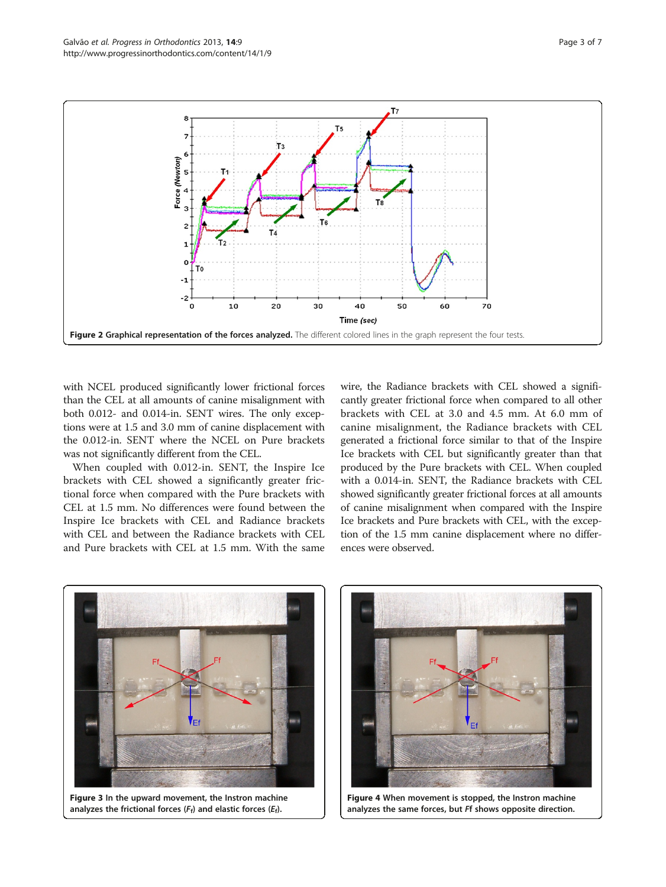Figure 2 **Graphical representation of the forces analyzed.** The different colored lines in the graph represent the four tests.

with NCEL produced significantly lower frictional forces than the CEL at all amounts of canine misalignment with both 0.012- and 0.014-in. SENT wires. The only exceptions were at 1.5 and 3.0 mm of canine displacement with the 0.012-in. SENT where the NCEL on Pure brackets was not significantly different from the CEL.

When coupled with 0.012-in. SENT, the Inspire Ice brackets with CEL showed a significantly greater frictional force when compared with the Pure brackets with CEL at 1.5 mm. No differences were found between the Inspire Ice brackets with CEL and Radiance brackets with CEL and between the Radiance brackets with CEL and Pure brackets with CEL at 1.5 mm. With the same wire, the Radiance brackets with CEL showed a significantly greater frictional force when compared to all other brackets with CEL at 3.0 and 4.5 mm. At 6.0 mm of canine misalignment, the Radiance brackets with CEL generated a frictional force similar to that of the Inspire Ice brackets with CEL but significantly greater than that produced by the Pure brackets with CEL. When coupled with a 0.014-in. SENT, the Radiance brackets with CEL showed significantly greater frictional forces at all amounts of canine misalignment when compared with the Inspire Ice brackets and Pure brackets with CEL, with the exception of the 1.5 mm canine displacement where no differences were observed.

**Figure 3** In the upward movement, the Instron machine analyzes the frictional forces ($F_f$) and elastic forces ($E_f$).

**Figure 4** When movement is stopped, the Instron machine analyzes the same forces, but *Ff* shows opposite direction.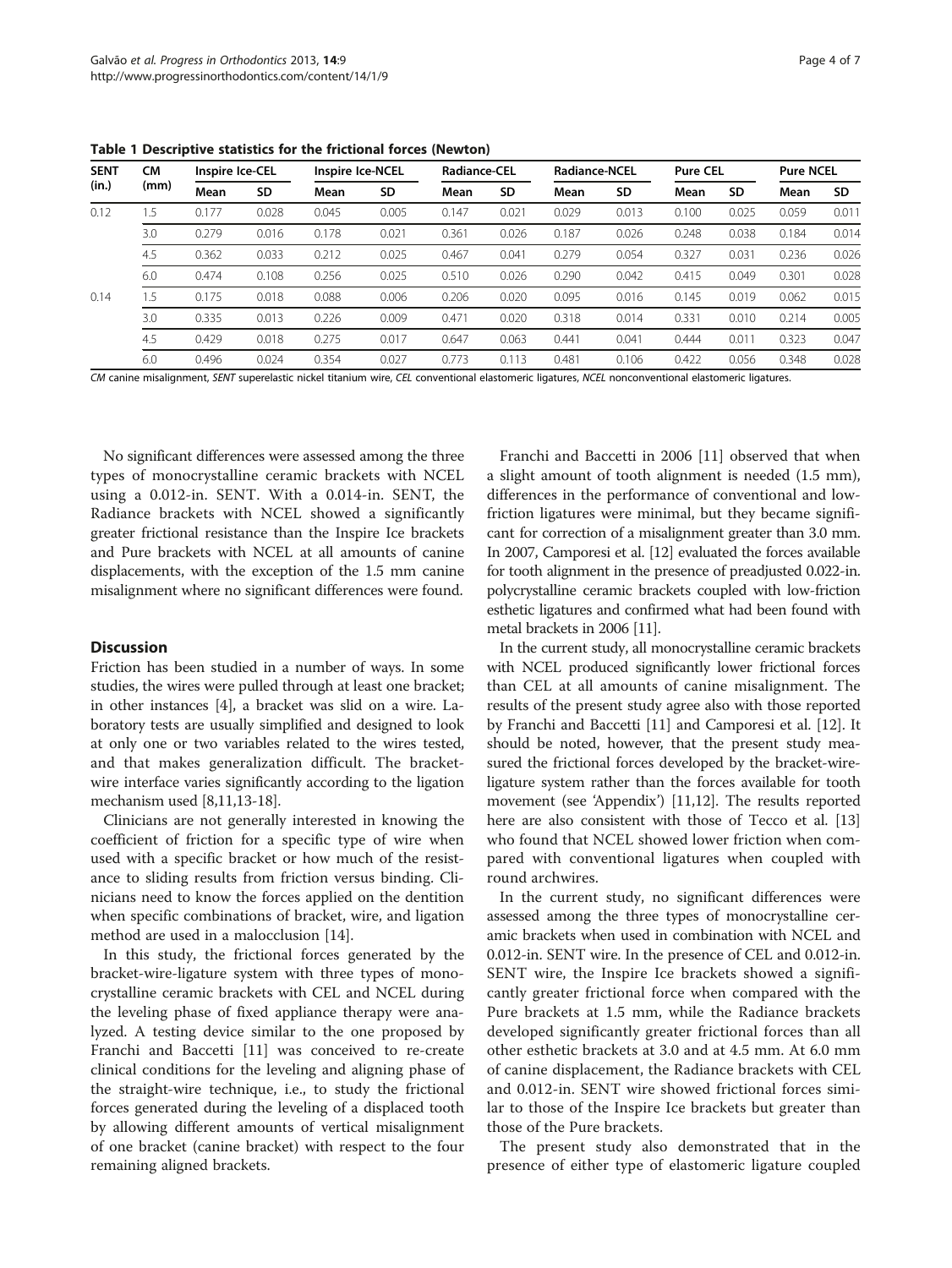**Table 1 Descriptive statistics for the frictional forces (Newton)**

| SENT (in.) | CM (mm) | Inspire Ice-CEL | | Inspire Ice-NCEL | | Radiance-CEL | | Radiance-NCEL | | Pure CEL | | Pure NCEL | |
|---|---|---|---|---|---|---|---|---|---|---|---|---|---|
| | | Mean | SD | Mean | SD | Mean | SD | Mean | SD | Mean | SD | Mean | SD |
| 0.12 | 1.5 | 0.177 | 0.028 | 0.045 | 0.005 | 0.147 | 0.021 | 0.029 | 0.013 | 0.100 | 0.025 | 0.059 | 0.011 |
| | 3.0 | 0.279 | 0.016 | 0.178 | 0.021 | 0.361 | 0.026 | 0.187 | 0.026 | 0.248 | 0.038 | 0.184 | 0.014 |
| | 4.5 | 0.362 | 0.033 | 0.212 | 0.025 | 0.467 | 0.041 | 0.279 | 0.054 | 0.327 | 0.031 | 0.236 | 0.026 |
| | 6.0 | 0.474 | 0.108 | 0.256 | 0.025 | 0.510 | 0.026 | 0.290 | 0.042 | 0.415 | 0.049 | 0.301 | 0.028 |
| 0.14 | 1.5 | 0.175 | 0.018 | 0.088 | 0.006 | 0.206 | 0.020 | 0.095 | 0.016 | 0.145 | 0.019 | 0.062 | 0.015 |
| | 3.0 | 0.335 | 0.013 | 0.226 | 0.009 | 0.471 | 0.020 | 0.318 | 0.014 | 0.331 | 0.010 | 0.214 | 0.005 |
| | 4.5 | 0.429 | 0.018 | 0.275 | 0.017 | 0.647 | 0.063 | 0.441 | 0.041 | 0.444 | 0.011 | 0.323 | 0.047 |
| | 6.0 | 0.496 | 0.024 | 0.354 | 0.027 | 0.773 | 0.113 | 0.481 | 0.106 | 0.422 | 0.056 | 0.348 | 0.028 |

*CM* canine misalignment, *SENT* superelastic nickel titanium wire, *CEL* conventional elastomeric ligatures, *NCEL* nonconventional elastomeric ligatures.

No significant differences were assessed among the three types of monocrystalline ceramic brackets with NCEL using a 0.012-in. SENT. With a 0.014-in. SENT, the Radiance brackets with NCEL showed a significantly greater frictional resistance than the Inspire Ice brackets and Pure brackets with NCEL at all amounts of canine displacements, with the exception of the 1.5 mm canine misalignment where no significant differences were found.

## Discussion

Friction has been studied in a number of ways. In some studies, the wires were pulled through at least one bracket; in other instances [4], a bracket was slid on a wire. Laboratory tests are usually simplified and designed to look at only one or two variables related to the wires tested, and that makes generalization difficult. The bracket-wire interface varies significantly according to the ligation mechanism used [8,11,13-18].

Clinicians are not generally interested in knowing the coefficient of friction for a specific type of wire when used with a specific bracket or how much of the resistance to sliding results from friction versus binding. Clinicians need to know the forces applied on the dentition when specific combinations of bracket, wire, and ligation method are used in a malocclusion [14].

In this study, the frictional forces generated by the bracket-wire-ligature system with three types of monocrystalline ceramic brackets with CEL and NCEL during the leveling phase of fixed appliance therapy were analyzed. A testing device similar to the one proposed by Franchi and Baccetti [11] was conceived to re-create clinical conditions for the leveling and aligning phase of the straight-wire technique, i.e., to study the frictional forces generated during the leveling of a displaced tooth by allowing different amounts of vertical misalignment of one bracket (canine bracket) with respect to the four remaining aligned brackets.

Franchi and Baccetti in 2006 [11] observed that when a slight amount of tooth alignment is needed (1.5 mm), differences in the performance of conventional and low-friction ligatures were minimal, but they became significant for correction of a misalignment greater than 3.0 mm. In 2007, Camporesi et al. [12] evaluated the forces available for tooth alignment in the presence of preadjusted 0.022-in. polycrystalline ceramic brackets coupled with low-friction esthetic ligatures and confirmed what had been found with metal brackets in 2006 [11].

In the current study, all monocrystalline ceramic brackets with NCEL produced significantly lower frictional forces than CEL at all amounts of canine misalignment. The results of the present study agree also with those reported by Franchi and Baccetti [11] and Camporesi et al. [12]. It should be noted, however, that the present study measured the frictional forces developed by the bracket-wire-ligature system rather than the forces available for tooth movement (see 'Appendix') [11,12]. The results reported here are also consistent with those of Tecco et al. [13] who found that NCEL showed lower friction when compared with conventional ligatures when coupled with round archwires.

In the current study, no significant differences were assessed among the three types of monocrystalline ceramic brackets when used in combination with NCEL and 0.012-in. SENT wire. In the presence of CEL and 0.012-in. SENT wire, the Inspire Ice brackets showed a significantly greater frictional force when compared with the Pure brackets at 1.5 mm, while the Radiance brackets developed significantly greater frictional forces than all other esthetic brackets at 3.0 and at 4.5 mm. At 6.0 mm of canine displacement, the Radiance brackets with CEL and 0.012-in. SENT wire showed frictional forces similar to those of the Inspire Ice brackets but greater than those of the Pure brackets.

The present study also demonstrated that in the presence of either type of elastomeric ligature coupled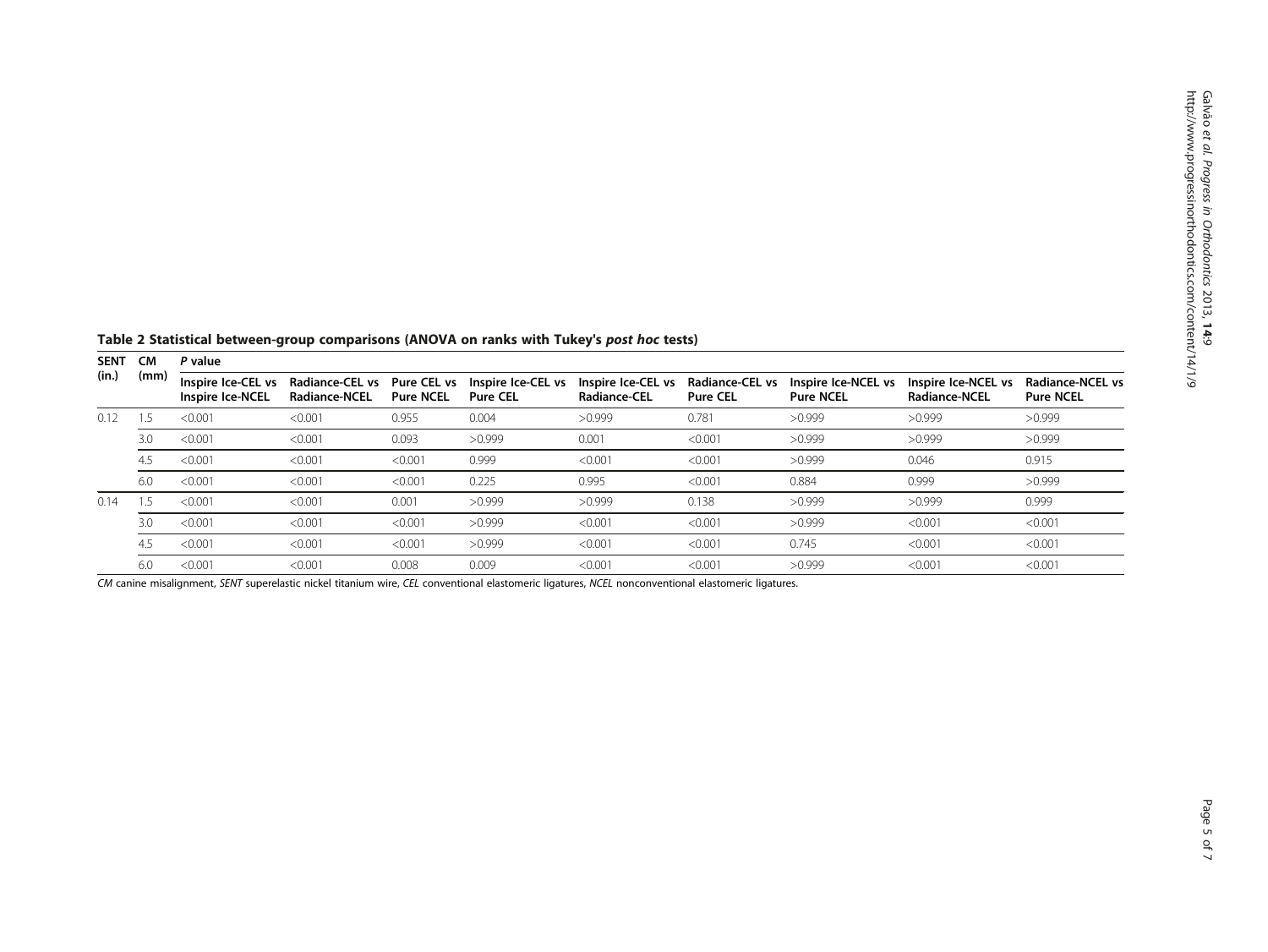**Table 2 Statistical between-group comparisons (ANOVA on ranks with Tukey's *post hoc* tests)**

| SENT (in.) | CM (mm) | *P* value | | | | | | | | |
|---|---|---|---|---|---|---|---|---|---|---|
| | | Inspire Ice-CEL vs Inspire Ice-NCEL | Radiance-CEL vs Radiance-NCEL | Pure CEL vs Pure NCEL | Inspire Ice-CEL vs Pure CEL | Inspire Ice-CEL vs Radiance-CEL | Radiance-CEL vs Pure CEL | Inspire Ice-NCEL vs Pure NCEL | Inspire Ice-NCEL vs Radiance-NCEL | Radiance-NCEL vs Pure NCEL |
| 0.12 | 1.5 | <0.001 | <0.001 | 0.955 | 0.004 | >0.999 | 0.781 | >0.999 | >0.999 | >0.999 |
| | 3.0 | <0.001 | <0.001 | 0.093 | >0.999 | 0.001 | <0.001 | >0.999 | >0.999 | >0.999 |
| | 4.5 | <0.001 | <0.001 | <0.001 | 0.999 | <0.001 | <0.001 | >0.999 | 0.046 | 0.915 |
| | 6.0 | <0.001 | <0.001 | <0.001 | 0.225 | 0.995 | <0.001 | 0.884 | 0.999 | >0.999 |
| 0.14 | 1.5 | <0.001 | <0.001 | 0.001 | >0.999 | >0.999 | 0.138 | >0.999 | >0.999 | 0.999 |
| | 3.0 | <0.001 | <0.001 | <0.001 | >0.999 | <0.001 | <0.001 | >0.999 | <0.001 | <0.001 |
| | 4.5 | <0.001 | <0.001 | <0.001 | >0.999 | <0.001 | <0.001 | 0.745 | <0.001 | <0.001 |
| | 6.0 | <0.001 | <0.001 | 0.008 | 0.009 | <0.001 | <0.001 | >0.999 | <0.001 | <0.001 |

*CM* canine misalignment, *SENT* superelastic nickel titanium wire, *CEL* conventional elastomeric ligatures, *NCEL* nonconventional elastomeric ligatures.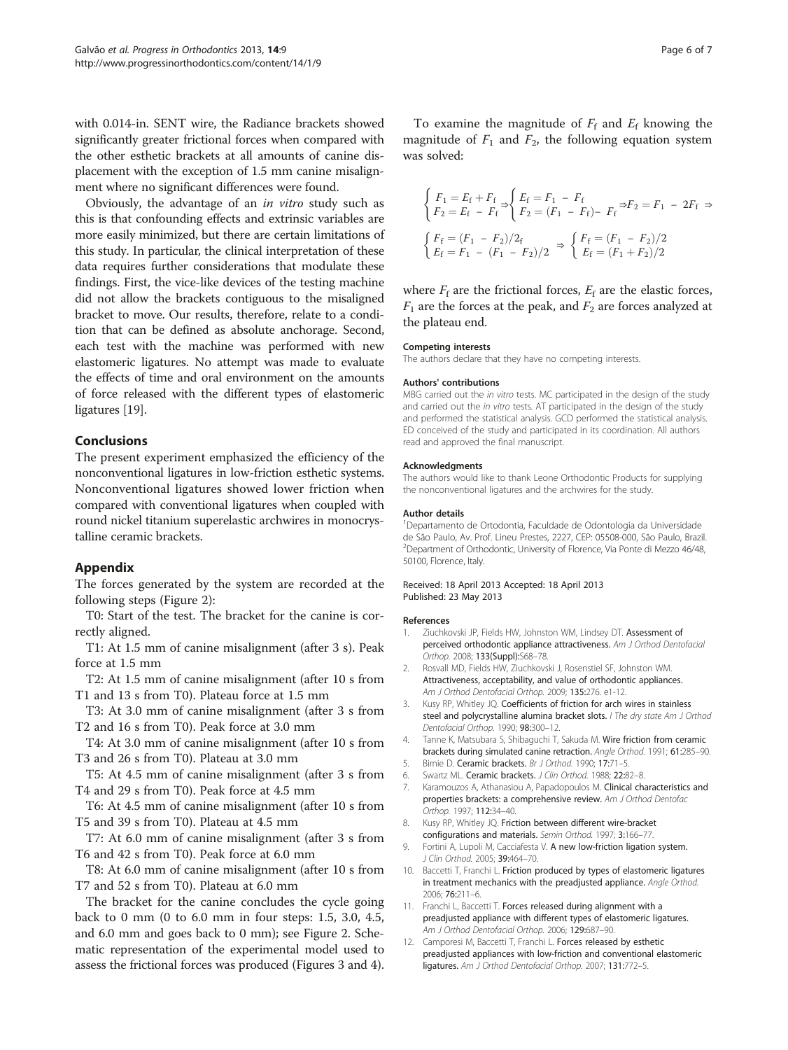with 0.014-in. SENT wire, the Radiance brackets showed significantly greater frictional forces when compared with the other esthetic brackets at all amounts of canine displacement with the exception of 1.5 mm canine misalignment where no significant differences were found.

Obviously, the advantage of an *in vitro* study such as this is that confounding effects and extrinsic variables are more easily minimized, but there are certain limitations of this study. In particular, the clinical interpretation of these data requires further considerations that modulate these findings. First, the vice-like devices of the testing machine did not allow the brackets contiguous to the misaligned bracket to move. Our results, therefore, relate to a condition that can be defined as absolute anchorage. Second, each test with the machine was performed with new elastomeric ligatures. No attempt was made to evaluate the effects of time and oral environment on the amounts of force released with the different types of elastomeric ligatures [19].

## Conclusions

The present experiment emphasized the efficiency of the nonconventional ligatures in low-friction esthetic systems. Nonconventional ligatures showed lower friction when compared with conventional ligatures when coupled with round nickel titanium superelastic archwires in monocrystalline ceramic brackets.

## Appendix

The forces generated by the system are recorded at the following steps (Figure 2):

T0: Start of the test. The bracket for the canine is correctly aligned.

T1: At 1.5 mm of canine misalignment (after 3 s). Peak force at 1.5 mm

T2: At 1.5 mm of canine misalignment (after 10 s from T1 and 13 s from T0). Plateau force at 1.5 mm

T3: At 3.0 mm of canine misalignment (after 3 s from T2 and 16 s from T0). Peak force at 3.0 mm

T4: At 3.0 mm of canine misalignment (after 10 s from T3 and 26 s from T0). Plateau at 3.0 mm

T5: At 4.5 mm of canine misalignment (after 3 s from T4 and 29 s from T0). Peak force at 4.5 mm

T6: At 4.5 mm of canine misalignment (after 10 s from T5 and 39 s from T0). Plateau at 4.5 mm

T7: At 6.0 mm of canine misalignment (after 3 s from T6 and 42 s from T0). Peak force at 6.0 mm

T8: At 6.0 mm of canine misalignment (after 10 s from T7 and 52 s from T0). Plateau at 6.0 mm

The bracket for the canine concludes the cycle going back to 0 mm (0 to 6.0 mm in four steps: 1.5, 3.0, 4.5, and 6.0 mm and goes back to 0 mm); see Figure 2. Schematic representation of the experimental model used to assess the frictional forces was produced (Figures 3 and 4).

To examine the magnitude of $F_f$ and $E_f$ knowing the magnitude of $F_1$ and $F_2$, the following equation system was solved:

$$\begin{cases} F_1 = E_f + F_f \\ F_2 = E_f - F_f \end{cases} \Rightarrow \begin{cases} E_f = F_1 - F_f \\ F_2 = (F_1 - F_f) - F_f \end{cases} \Rightarrow F_2 = F_1 - 2F_f \Rightarrow$$

$$\begin{cases} F_f = (F_1 - F_2)/2_f \\ E_f = F_1 - (F_1 - F_2)/2 \end{cases} \Rightarrow \begin{cases} F_f = (F_1 - F_2)/2 \\ E_f = (F_1 + F_2)/2 \end{cases}$$

where $F_f$ are the frictional forces, $E_f$ are the elastic forces, $F_1$ are the forces at the peak, and $F_2$ are forces analyzed at the plateau end.

#### Competing interests

The authors declare that they have no competing interests.

#### Authors' contributions

MBG carried out the *in vitro* tests. MC participated in the design of the study and carried out the *in vitro* tests. AT participated in the design of the study and performed the statistical analysis. GCD performed the statistical analysis. ED conceived of the study and participated in its coordination. All authors read and approved the final manuscript.

#### Acknowledgments

The authors would like to thank Leone Orthodontic Products for supplying the nonconventional ligatures and the archwires for the study.

#### Author details

[1]Departamento de Ortodontia, Faculdade de Odontologia da Universidade de São Paulo, Av. Prof. Lineu Prestes, 2227, CEP: 05508-000, São Paulo, Brazil. [2]Department of Orthodontic, University of Florence, Via Ponte di Mezzo 46/48, 50100, Florence, Italy.

Received: 18 April 2013 Accepted: 18 April 2013
Published: 23 May 2013

#### References

1. Ziuchkovski JP, Fields HW, Johnston WM, Lindsey DT. **Assessment of perceived orthodontic appliance attractiveness.** *Am J Orthod Dentofacial Orthop.* 2008; **133(Suppl):**S68–78.
2. Rosvall MD, Fields HW, Ziuchkovski J, Rosenstiel SF, Johnston WM. **Attractiveness, acceptability, and value of orthodontic appliances.** *Am J Orthod Dentofacial Orthop.* 2009; **135:**276. e1-12.
3. Kusy RP, Whitley JQ. **Coefficients of friction for arch wires in stainless steel and polycrystalline alumina bracket slots.** *I The dry state Am J Orthod Dentofacial Orthop.* 1990; **98:**300–12.
4. Tanne K, Matsubara S, Shibaguchi T, Sakuda M. **Wire friction from ceramic brackets during simulated canine retraction.** *Angle Orthod.* 1991; **61:**285–90.
5. Birnie D. **Ceramic brackets.** *Br J Orthod.* 1990; **17:**71–5.
6. Swartz ML. **Ceramic brackets.** *J Clin Orthod.* 1988; **22:**82–8.
7. Karamouzos A, Athanasiou A, Papadopoulos M. **Clinical characteristics and properties brackets: a comprehensive review.** *Am J Orthod Dentofac Orthop.* 1997; **112:**34–40.
8. Kusy RP, Whitley JQ. **Friction between different wire-bracket configurations and materials.** *Semin Orthod.* 1997; **3:**166–77.
9. Fortini A, Lupoli M, Cacciafesta V. **A new low-friction ligation system.** *J Clin Orthod.* 2005; **39:**464–70.
10. Baccetti T, Franchi L. **Friction produced by types of elastomeric ligatures in treatment mechanics with the preadjusted appliance.** *Angle Orthod.* 2006; **76:**211–6.
11. Franchi L, Baccetti T. **Forces released during alignment with a preadjusted appliance with different types of elastomeric ligatures.** *Am J Orthod Dentofacial Orthop.* 2006; **129:**687–90.
12. Camporesi M, Baccetti T, Franchi L. **Forces released by esthetic preadjusted appliances with low-friction and conventional elastomeric ligatures.** *Am J Orthod Dentofacial Orthop.* 2007; **131:**772–5.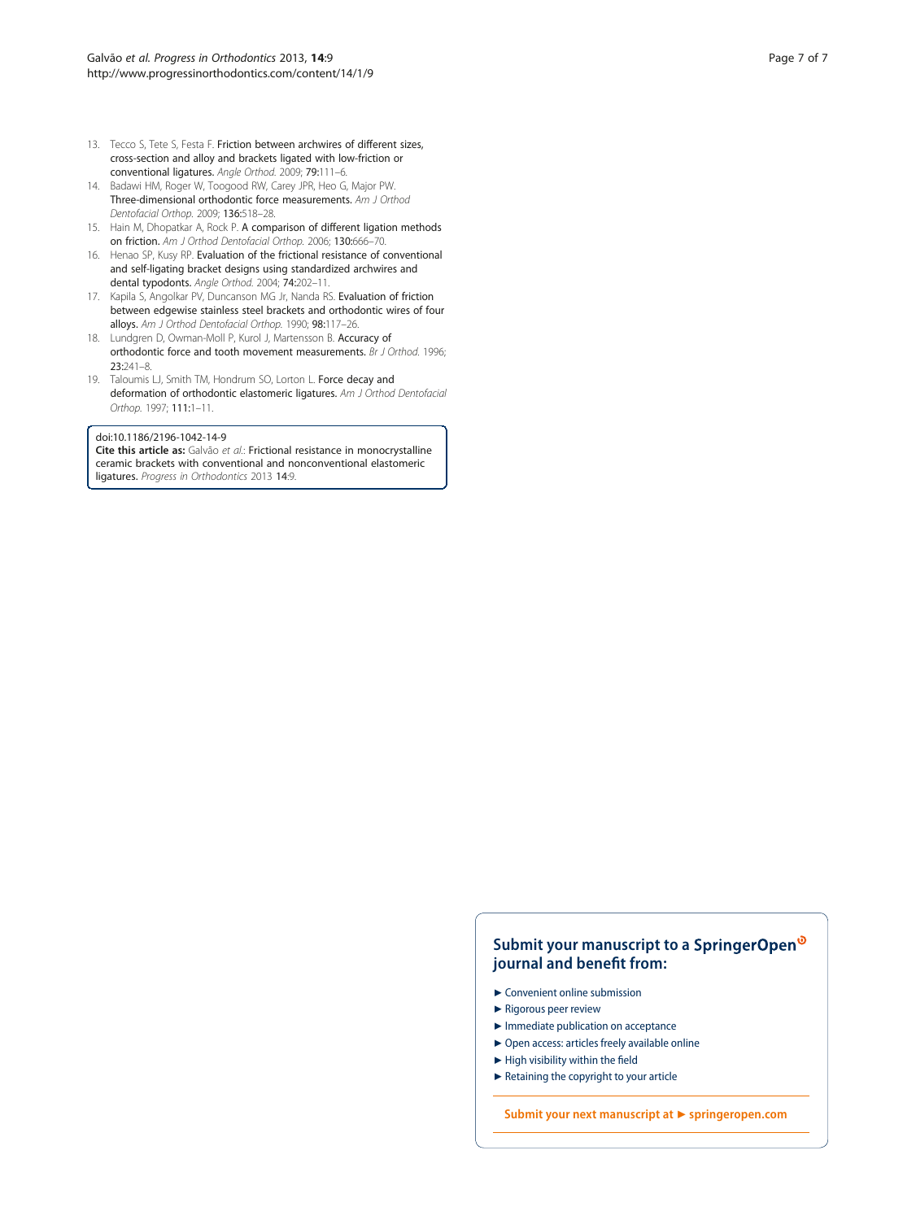13. Tecco S, Tete S, Festa F. Friction between archwires of different sizes, cross-section and alloy and brackets ligated with low-friction or conventional ligatures. *Angle Orthod.* 2009; **79**:111–6.
14. Badawi HM, Roger W, Toogood RW, Carey JPR, Heo G, Major PW. Three-dimensional orthodontic force measurements. *Am J Orthod Dentofacial Orthop.* 2009; **136**:518–28.
15. Hain M, Dhopatkar A, Rock P. A comparison of different ligation methods on friction. *Am J Orthod Dentofacial Orthop.* 2006; **130**:666–70.
16. Henao SP, Kusy RP. Evaluation of the frictional resistance of conventional and self-ligating bracket designs using standardized archwires and dental typodonts. *Angle Orthod.* 2004; **74**:202–11.
17. Kapila S, Angolkar PV, Duncanson MG Jr, Nanda RS. Evaluation of friction between edgewise stainless steel brackets and orthodontic wires of four alloys. *Am J Orthod Dentofacial Orthop.* 1990; **98**:117–26.
18. Lundgren D, Owman-Moll P, Kurol J, Martensson B. Accuracy of orthodontic force and tooth movement measurements. *Br J Orthod.* 1996; **23**:241–8.
19. Taloumis LJ, Smith TM, Hondrum SO, Lorton L. Force decay and deformation of orthodontic elastomeric ligatures. *Am J Orthod Dentofacial Orthop.* 1997; **111**:1–11.

doi:10.1186/2196-1042-14-9

**Cite this article as:** Galvão *et al.*: Frictional resistance in monocrystalline ceramic brackets with conventional and nonconventional elastomeric ligatures. *Progress in Orthodontics* 2013 **14**:9.

**Submit your manuscript to a SpringerOpen journal and benefit from:**

- ► Convenient online submission
- ► Rigorous peer review
- ► Immediate publication on acceptance
- ► Open access: articles freely available online
- ► High visibility within the field
- ► Retaining the copyright to your article

**Submit your next manuscript at ► springeropen.com**